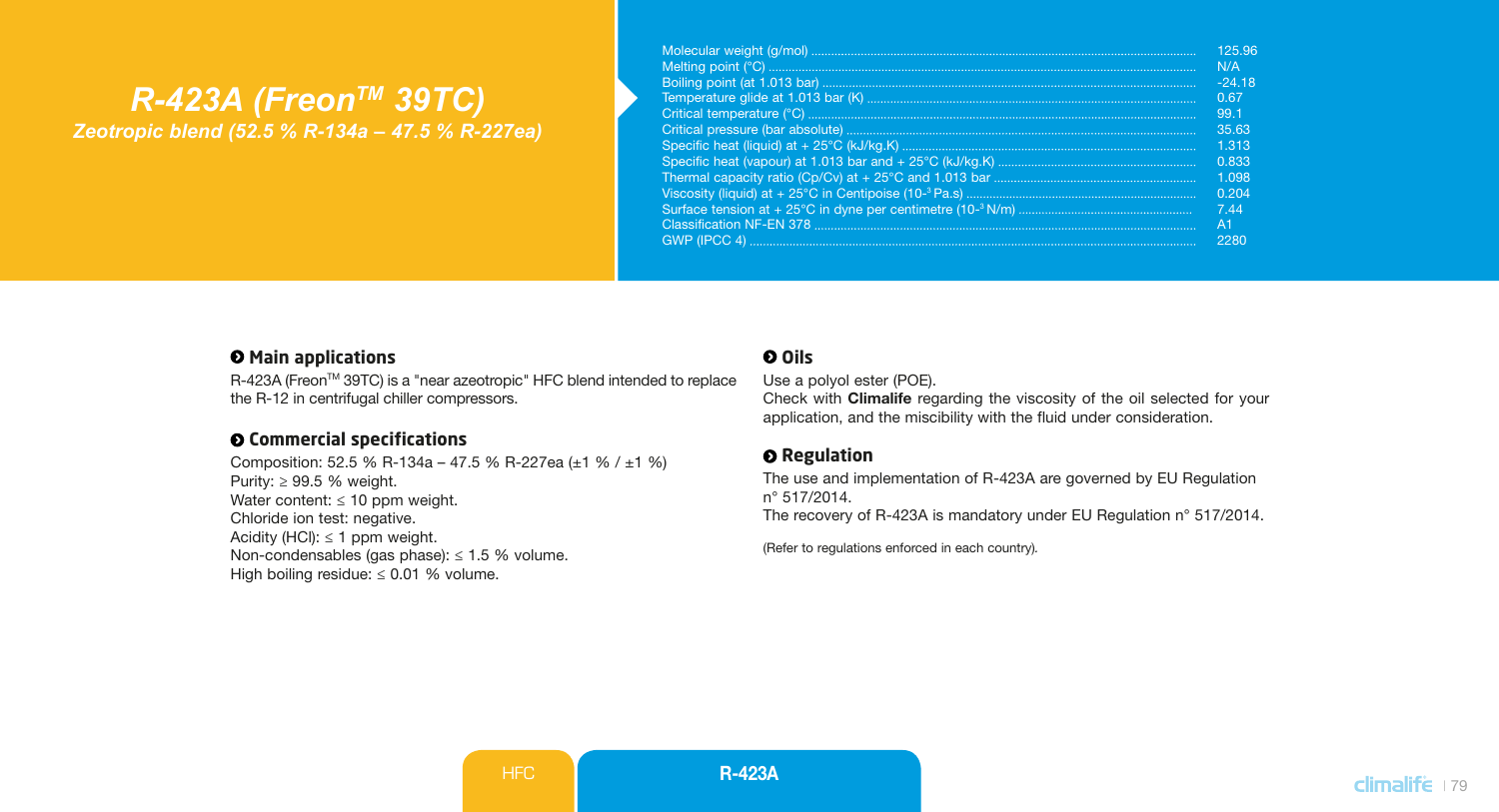# R-423A (Freon™ 39TC)

***Zeotropic blend (52.5 % R-134a – 47.5 % R-227ea)***

| Property | Value |
|---|---|
| Molecular weight (g/mol) | 125.96 |
| Melting point (°C) | N/A |
| Boiling point (at 1.013 bar) | -24.18 |
| Temperature glide at 1.013 bar (K) | 0.67 |
| Critical temperature (°C) | 99.1 |
| Critical pressure (bar absolute) | 35.63 |
| Specific heat (liquid) at + 25°C (kJ/kg.K) | 1.313 |
| Specific heat (vapour) at 1.013 bar and + 25°C (kJ/kg.K) | 0.833 |
| Thermal capacity ratio (Cp/Cv) at + 25°C and 1.013 bar | 1.098 |
| Viscosity (liquid) at + 25°C in Centipoise ($10^{-3}$ Pa.s) | 0.204 |
| Surface tension at + 25°C in dyne per centimetre ($10^{-3}$ N/m) | 7.44 |
| Classification NF-EN 378 | A1 |
| GWP (IPCC 4) | 2280 |

## Main applications

R-423A (Freon™ 39TC) is a "near azeotropic" HFC blend intended to replace the R-12 in centrifugal chiller compressors.

## Commercial specifications

Composition: 52.5 % R-134a – 47.5 % R-227ea (±1 % / ±1 %)
Purity: ≥ 99.5 % weight.
Water content: ≤ 10 ppm weight.
Chloride ion test: negative.
Acidity (HCl): ≤ 1 ppm weight.
Non-condensables (gas phase): ≤ 1.5 % volume.
High boiling residue: ≤ 0.01 % volume.

## Oils

Use a polyol ester (POE).
Check with **Climalife** regarding the viscosity of the oil selected for your application, and the miscibility with the fluid under consideration.

## Regulation

The use and implementation of R-423A are governed by EU Regulation n° 517/2014.
The recovery of R-423A is mandatory under EU Regulation n° 517/2014.

(Refer to regulations enforced in each country).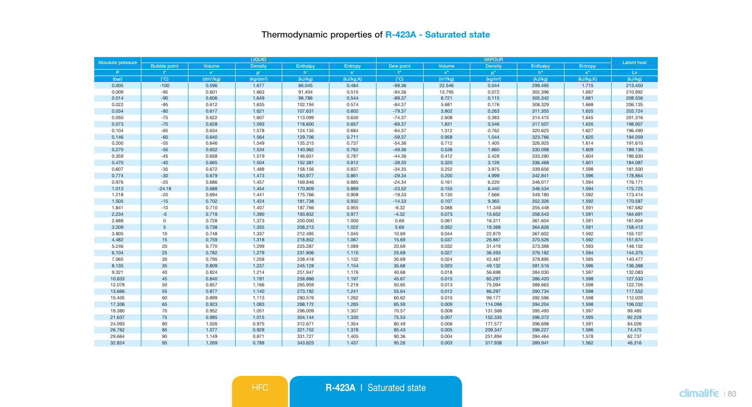# Thermodynamic properties of R-423A - Saturated state

| Absolute pressure | LIQUID | | | | | VAPOUR | | | | | Latent heat |
|---|---|---|---|---|---|---|---|---|---|---|---|
| | Bubble point | Volume | Density | Enthalpy | Entropy | Dew point | Volume | Density | Enthalpy | Entropy | |
| P | t' | v' | ρ' | h' | s' | t" | v" | ρ" | h" | s" | Lv |
| (bar) | (°C) | (dm³/kg) | (kg/dm³) | (kJ/kg) | (kJ/kg.K) | (°C) | (m³/kg) | (kg/m³) | (kJ/kg) | (kJ/kg.K) | (kJ/kg) |
| 0.005 | -100 | 0.596 | 1.677 | 86.045 | 0.484 | -99.36 | 22.546 | 0.044 | 299.495 | 1.715 | 213.450 |
| 0.009 | -95 | 0.601 | 1.663 | 91.404 | 0.515 | -94.36 | 13.795 | 0.072 | 302.396 | 1.697 | 210.992 |
| 0.014 | -90 | 0.606 | 1.649 | 96.786 | 0.544 | -89.37 | 8.721 | 0.115 | 305.342 | 1.681 | 208.556 |
| 0.022 | -85 | 0.612 | 1.635 | 102.194 | 0.574 | -84.37 | 5.681 | 0.176 | 308.329 | 1.668 | 206.135 |
| 0.034 | -80 | 0.617 | 1.621 | 107.631 | 0.602 | -79.37 | 3.802 | 0.263 | 311.355 | 1.655 | 203.724 |
| 0.050 | -75 | 0.622 | 1.607 | 113.099 | 0.630 | -74.37 | 2.608 | 0.383 | 314.415 | 1.645 | 201.316 |
| 0.073 | -70 | 0.628 | 1.593 | 118.600 | 0.657 | -69.37 | 1.831 | 0.546 | 317.507 | 1.635 | 198.907 |
| 0.104 | -65 | 0.634 | 1.578 | 124.135 | 0.684 | -64.37 | 1.312 | 0.762 | 320.625 | 1.627 | 196.490 |
| 0.146 | -60 | 0.640 | 1.564 | 129.706 | 0.711 | -59.37 | 0.958 | 1.044 | 323.766 | 1.620 | 194.059 |
| 0.200 | -55 | 0.646 | 1.549 | 135.315 | 0.737 | -54.36 | 0.712 | 1.405 | 326.925 | 1.614 | 191.610 |
| 0.270 | -50 | 0.652 | 1.534 | 140.962 | 0.762 | -49.36 | 0.538 | 1.860 | 330.098 | 1.609 | 189.135 |
| 0.359 | -45 | 0.658 | 1.519 | 146.651 | 0.787 | -44.36 | 0.412 | 2.428 | 333.280 | 1.604 | 186.630 |
| 0.470 | -40 | 0.665 | 1.504 | 152.381 | 0.812 | -39.35 | 0.320 | 3.126 | 336.468 | 1.601 | 184.087 |
| 0.607 | -35 | 0.672 | 1.488 | 158.156 | 0.837 | -34.35 | 0.252 | 3.975 | 339.656 | 1.598 | 181.500 |
| 0.774 | -30 | 0.679 | 1.473 | 163.977 | 0.861 | -29.34 | 0.200 | 4.999 | 342.841 | 1.596 | 178.864 |
| 0.976 | -25 | 0.686 | 1.457 | 169.846 | 0.885 | -24.34 | 0.161 | 6.220 | 346.017 | 1.594 | 176.171 |
| 1.013 | -24.18 | 0.688 | 1.454 | 170.809 | 0.889 | -23.52 | 0.155 | 6.440 | 346.534 | 1.594 | 175.725 |
| 1.218 | -20 | 0.694 | 1.441 | 175.766 | 0.908 | -19.33 | 0.130 | 7.666 | 349.180 | 1.592 | 173.414 |
| 1.505 | -15 | 0.702 | 1.424 | 181.738 | 0.932 | -14.33 | 0.107 | 9.365 | 352.326 | 1.592 | 170.587 |
| 1.841 | -10 | 0.710 | 1.407 | 187.766 | 0.955 | -9.32 | 0.088 | 11.349 | 355.448 | 1.591 | 167.682 |
| 2.234 | -5 | 0.719 | 1.390 | 193.852 | 0.977 | -4.32 | 0.073 | 13.652 | 358.543 | 1.591 | 164.691 |
| 2.688 | 0 | 0.728 | 1.373 | 200.000 | 1.000 | 0.69 | 0.061 | 16.311 | 361.604 | 1.591 | 161.604 |
| 3.209 | 5 | 0.738 | 1.355 | 206.213 | 1.022 | 5.69 | 0.052 | 19.368 | 364.626 | 1.591 | 158.413 |
| 3.805 | 10 | 0.748 | 1.337 | 212.495 | 1.045 | 10.69 | 0.044 | 22.870 | 367.602 | 1.592 | 155.107 |
| 4.482 | 15 | 0.759 | 1.318 | 218.852 | 1.067 | 15.69 | 0.037 | 26.867 | 370.526 | 1.592 | 151.674 |
| 5.246 | 20 | 0.770 | 1.299 | 225.287 | 1.089 | 20.69 | 0.032 | 31.419 | 373.388 | 1.593 | 148.102 |
| 6.104 | 25 | 0.782 | 1.279 | 231.806 | 1.110 | 25.69 | 0.027 | 36.593 | 376.182 | 1.594 | 144.375 |
| 7.065 | 30 | 0.795 | 1.258 | 238.418 | 1.132 | 30.69 | 0.024 | 42.467 | 378.895 | 1.595 | 140.477 |
| 8.135 | 35 | 0.809 | 1.237 | 245.128 | 1.154 | 35.68 | 0.020 | 49.132 | 381.516 | 1.596 | 136.388 |
| 9.321 | 40 | 0.824 | 1.214 | 251.947 | 1.176 | 40.68 | 0.018 | 56.698 | 384.030 | 1.597 | 132.083 |
| 10.633 | 45 | 0.840 | 1.191 | 258.886 | 1.197 | 45.67 | 0.015 | 65.297 | 386.420 | 1.598 | 127.533 |
| 12.078 | 50 | 0.857 | 1.166 | 265.959 | 1.219 | 50.65 | 0.013 | 75.094 | 388.663 | 1.598 | 122.705 |
| 13.666 | 55 | 0.877 | 1.140 | 273.182 | 1.241 | 55.64 | 0.012 | 86.297 | 390.734 | 1.598 | 117.552 |
| 15.405 | 60 | 0.899 | 1.113 | 280.576 | 1.262 | 60.62 | 0.010 | 99.177 | 392.596 | 1.598 | 112.020 |
| 17.306 | 65 | 0.923 | 1.083 | 288.172 | 1.285 | 65.59 | 0.009 | 114.098 | 394.204 | 1.598 | 106.032 |
| 19.380 | 70 | 0.952 | 1.051 | 296.009 | 1.307 | 70.57 | 0.008 | 131.568 | 395.493 | 1.597 | 99.485 |
| 21.637 | 75 | 0.985 | 1.015 | 304.144 | 1.330 | 75.53 | 0.007 | 152.335 | 396.372 | 1.595 | 92.228 |
| 24.093 | 80 | 1.026 | 0.975 | 312.671 | 1.354 | 80.49 | 0.006 | 177.577 | 396.698 | 1.591 | 84.026 |
| 26.762 | 85 | 1.077 | 0.928 | 321.752 | 1.378 | 85.43 | 0.005 | 209.347 | 396.227 | 1.586 | 74.475 |
| 29.664 | 90 | 1.149 | 0.871 | 331.727 | 1.405 | 90.36 | 0.004 | 251.894 | 394.464 | 1.578 | 62.737 |
| 32.824 | 95 | 1.269 | 0.788 | 343.625 | 1.437 | 95.26 | 0.003 | 317.938 | 389.941 | 1.562 | 46.316 |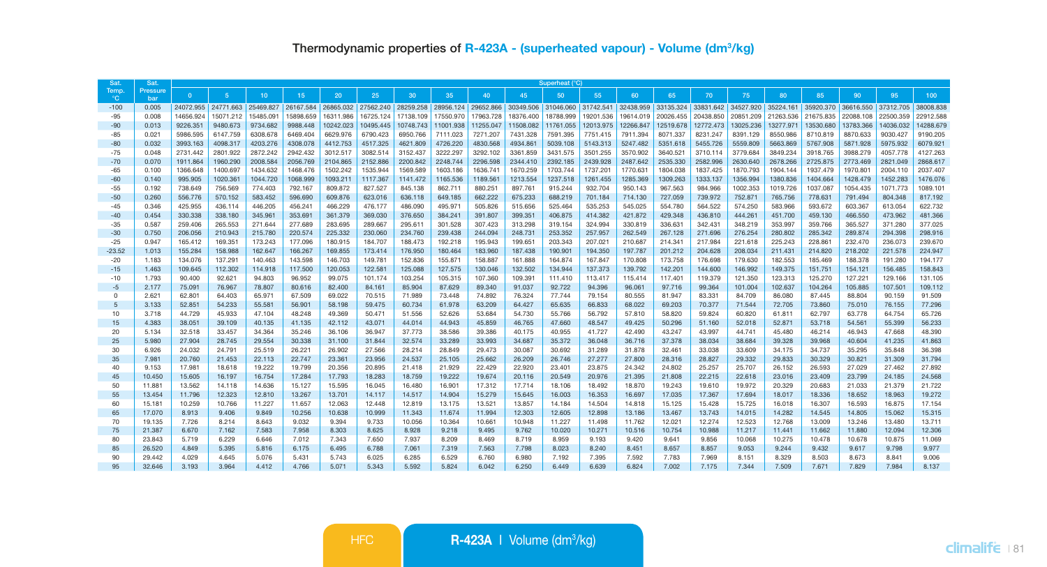## Thermodynamic properties of R-423A - (superheated vapour) - Volume ($dm^3/kg$)

| Sat. Temp. °C | Sat. Pressure bar | Superheat (°C) | | | | | | | | | | | | | | | | | | | | |
|---|---|---|---|---|---|---|---|---|---|---|---|---|---|---|---|---|---|---|---|---|---|---|
| | | 0 | 5 | 10 | 15 | 20 | 25 | 30 | 35 | 40 | 45 | 50 | 55 | 60 | 65 | 70 | 75 | 80 | 85 | 90 | 95 | 100 |
| -100 | 0.005 | 24072.955 | 24771.663 | 25469.827 | 26167.584 | 26865.032 | 27562.240 | 28259.258 | 28956.124 | 29652.866 | 30349.506 | 31046.060 | 31742.541 | 32438.959 | 33135.324 | 33831.642 | 34527.920 | 35224.161 | 35920.370 | 36616.550 | 37312.705 | 38008.838 |
| -95 | 0.008 | 14656.924 | 15071.212 | 15485.091 | 15898.659 | 16311.986 | 16725.124 | 17138.109 | 17550.970 | 17963.728 | 18376.400 | 18788.999 | 19201.536 | 19614.019 | 20026.455 | 20438.850 | 20851.209 | 21263.536 | 21675.835 | 22088.108 | 22500.359 | 22912.588 |
| -90 | 0.013 | 9226.351 | 9480.673 | 9734.682 | 9988.448 | 10242.023 | 10495.445 | 10748.743 | 11001.938 | 11255.047 | 11508.082 | 11761.055 | 12013.975 | 12266.847 | 12519.678 | 12772.473 | 13025.236 | 13277.971 | 13530.680 | 13783.366 | 14036.032 | 14288.679 |
| -85 | 0.021 | 5986.595 | 6147.759 | 6308.678 | 6469.404 | 6629.976 | 6790.423 | 6950.766 | 7111.023 | 7271.207 | 7431.328 | 7591.395 | 7751.415 | 7911.394 | 8071.337 | 8231.247 | 8391.129 | 8550.986 | 8710.819 | 8870.633 | 9030.427 | 9190.205 |
| -80 | 0.032 | 3993.163 | 4098.317 | 4203.276 | 4308.078 | 4412.753 | 4517.325 | 4621.809 | 4726.220 | 4830.568 | 4934.861 | 5039.108 | 5143.313 | 5247.482 | 5351.618 | 5455.726 | 5559.809 | 5663.869 | 5767.908 | 5871.928 | 5975.932 | 6079.921 |
| -75 | 0.048 | 2731.442 | 2801.922 | 2872.242 | 2942.432 | 3012.517 | 3082.514 | 3152.437 | 3222.297 | 3292.102 | 3361.859 | 3431.575 | 3501.255 | 3570.902 | 3640.521 | 3710.114 | 3779.684 | 3849.234 | 3918.765 | 3988.279 | 4057.778 | 4127.263 |
| -70 | 0.070 | 1911.864 | 1960.290 | 2008.584 | 2056.769 | 2104.865 | 2152.886 | 2200.842 | 2248.744 | 2296.598 | 2344.410 | 2392.185 | 2439.928 | 2487.642 | 2535.330 | 2582.996 | 2630.640 | 2678.266 | 2725.875 | 2773.469 | 2821.049 | 2868.617 |
| -65 | 0.100 | 1366.648 | 1400.697 | 1434.632 | 1468.476 | 1502.242 | 1535.944 | 1569.589 | 1603.186 | 1636.741 | 1670.259 | 1703.744 | 1737.201 | 1770.631 | 1804.038 | 1837.425 | 1870.793 | 1904.144 | 1937.479 | 1970.801 | 2004.110 | 2037.407 |
| -60 | 0.140 | 995.905 | 1020.361 | 1044.720 | 1068.999 | 1093.211 | 1117.367 | 1141.472 | 1165.536 | 1189.561 | 1213.554 | 1237.518 | 1261.455 | 1285.369 | 1309.263 | 1333.137 | 1356.994 | 1380.836 | 1404.664 | 1428.479 | 1452.283 | 1476.076 |
| -55 | 0.192 | 738.649 | 756.569 | 774.403 | 792.167 | 809.872 | 827.527 | 845.138 | 862.711 | 880.251 | 897.761 | 915.244 | 932.704 | 950.143 | 967.563 | 984.966 | 1002.353 | 1019.726 | 1037.087 | 1054.435 | 1071.773 | 1089.101 |
| -50 | 0.260 | 556.776 | 570.152 | 583.452 | 596.690 | 609.876 | 623.016 | 636.118 | 649.185 | 662.222 | 675.233 | 688.219 | 701.184 | 714.130 | 727.059 | 739.972 | 752.871 | 765.756 | 778.631 | 791.494 | 804.348 | 817.192 |
| -45 | 0.346 | 425.955 | 436.114 | 446.205 | 456.241 | 466.229 | 476.177 | 486.090 | 495.971 | 505.826 | 515.656 | 525.464 | 535.253 | 545.025 | 554.780 | 564.522 | 574.250 | 583.966 | 593.672 | 603.367 | 613.054 | 622.732 |
| -40 | 0.454 | 330.338 | 338.180 | 345.961 | 353.691 | 361.379 | 369.030 | 376.650 | 384.241 | 391.807 | 399.351 | 406.875 | 414.382 | 421.872 | 429.348 | 436.810 | 444.261 | 451.700 | 459.130 | 466.550 | 473.962 | 481.366 |
| -35 | 0.587 | 259.406 | 265.553 | 271.644 | 277.689 | 283.695 | 289.667 | 295.611 | 301.528 | 307.423 | 313.298 | 319.154 | 324.994 | 330.819 | 336.631 | 342.431 | 348.219 | 353.997 | 359.766 | 365.527 | 371.280 | 377.025 |
| -30 | 0.750 | 206.056 | 210.943 | 215.780 | 220.574 | 225.332 | 230.060 | 234.760 | 239.438 | 244.094 | 248.731 | 253.352 | 257.957 | 262.549 | 267.128 | 271.696 | 276.254 | 280.802 | 285.342 | 289.874 | 294.398 | 298.916 |
| -25 | 0.947 | 165.412 | 169.351 | 173.243 | 177.096 | 180.915 | 184.707 | 188.473 | 192.218 | 195.943 | 199.651 | 203.343 | 207.021 | 210.687 | 214.341 | 217.984 | 221.618 | 225.243 | 228.861 | 232.470 | 236.073 | 239.670 |
| -23.52 | 1.013 | 155.284 | 158.988 | 162.647 | 166.267 | 169.855 | 173.414 | 176.950 | 180.464 | 183.960 | 187.438 | 190.901 | 194.350 | 197.787 | 201.212 | 204.628 | 208.034 | 211.431 | 214.820 | 218.202 | 221.578 | 224.947 |
| -20 | 1.183 | 134.076 | 137.291 | 140.463 | 143.598 | 146.703 | 149.781 | 152.836 | 155.871 | 158.887 | 161.888 | 164.874 | 167.847 | 170.808 | 173.758 | 176.698 | 179.630 | 182.553 | 185.469 | 188.378 | 191.280 | 194.177 |
| -15 | 1.463 | 109.645 | 112.302 | 114.918 | 117.500 | 120.053 | 122.581 | 125.088 | 127.575 | 130.046 | 132.502 | 134.944 | 137.373 | 139.792 | 142.201 | 144.600 | 146.992 | 149.375 | 151.751 | 154.121 | 156.485 | 158.843 |
| -10 | 1.793 | 90.400 | 92.621 | 94.803 | 96.952 | 99.075 | 101.174 | 103.254 | 105.315 | 107.360 | 109.391 | 111.410 | 113.417 | 115.414 | 117.401 | 119.379 | 121.350 | 123.313 | 125.270 | 127.221 | 129.166 | 131.105 |
| -5 | 2.177 | 75.091 | 76.967 | 78.807 | 80.616 | 82.400 | 84.161 | 85.904 | 87.629 | 89.340 | 91.037 | 92.722 | 94.396 | 96.061 | 97.716 | 99.364 | 101.004 | 102.637 | 104.264 | 105.885 | 107.501 | 109.112 |
| 0 | 2.621 | 62.801 | 64.403 | 65.971 | 67.509 | 69.022 | 70.515 | 71.989 | 73.448 | 74.892 | 76.324 | 77.744 | 79.154 | 80.555 | 81.947 | 83.331 | 84.709 | 86.080 | 87.445 | 88.804 | 90.159 | 91.509 |
| 5 | 3.133 | 52.851 | 54.233 | 55.581 | 56.901 | 58.198 | 59.475 | 60.734 | 61.978 | 63.209 | 64.427 | 65.635 | 66.833 | 68.022 | 69.203 | 70.377 | 71.544 | 72.705 | 73.860 | 75.010 | 76.155 | 77.296 |
| 10 | 3.718 | 44.729 | 45.933 | 47.104 | 48.248 | 49.369 | 50.471 | 51.556 | 52.626 | 53.684 | 54.730 | 55.766 | 56.792 | 57.810 | 58.820 | 59.824 | 60.820 | 61.811 | 62.797 | 63.778 | 64.754 | 65.726 |
| 15 | 4.383 | 38.051 | 39.109 | 40.135 | 41.135 | 42.112 | 43.071 | 44.014 | 44.943 | 45.859 | 46.765 | 47.660 | 48.547 | 49.425 | 50.296 | 51.160 | 52.018 | 52.871 | 53.718 | 54.561 | 55.399 | 56.233 |
| 20 | 5.134 | 32.518 | 33.457 | 34.364 | 35.246 | 36.106 | 36.947 | 37.773 | 38.586 | 39.386 | 40.175 | 40.955 | 41.727 | 42.490 | 43.247 | 43.997 | 44.741 | 45.480 | 46.214 | 46.943 | 47.668 | 48.390 |
| 25 | 5.980 | 27.904 | 28.745 | 29.554 | 30.338 | 31.100 | 31.844 | 32.574 | 33.289 | 33.993 | 34.687 | 35.372 | 36.048 | 36.716 | 37.378 | 38.034 | 38.684 | 39.328 | 39.968 | 40.604 | 41.235 | 41.863 |
| 30 | 6.926 | 24.032 | 24.791 | 25.519 | 26.221 | 26.902 | 27.566 | 28.214 | 28.849 | 29.473 | 30.087 | 30.692 | 31.289 | 31.878 | 32.461 | 33.038 | 33.609 | 34.175 | 34.737 | 35.295 | 35.848 | 36.398 |
| 35 | 7.981 | 20.760 | 21.453 | 22.113 | 22.747 | 23.361 | 23.956 | 24.537 | 25.105 | 25.662 | 26.209 | 26.746 | 27.277 | 27.800 | 28.316 | 28.827 | 29.332 | 29.833 | 30.329 | 30.821 | 31.309 | 31.794 |
| 40 | 9.153 | 17.981 | 18.618 | 19.222 | 19.799 | 20.356 | 20.895 | 21.418 | 21.929 | 22.429 | 22.920 | 23.401 | 23.875 | 24.342 | 24.802 | 25.257 | 25.707 | 26.152 | 26.593 | 27.029 | 27.462 | 27.892 |
| 45 | 10.450 | 15.605 | 16.197 | 16.754 | 17.284 | 17.793 | 18.283 | 18.759 | 19.222 | 19.674 | 20.116 | 20.549 | 20.976 | 21.395 | 21.808 | 22.215 | 22.618 | 23.016 | 23.409 | 23.799 | 24.185 | 24.568 |
| 50 | 11.881 | 13.562 | 14.118 | 14.636 | 15.127 | 15.595 | 16.045 | 16.480 | 16.901 | 17.312 | 17.714 | 18.106 | 18.492 | 18.870 | 19.243 | 19.610 | 19.972 | 20.329 | 20.683 | 21.033 | 21.379 | 21.722 |
| 55 | 13.454 | 11.796 | 12.323 | 12.810 | 13.267 | 13.701 | 14.117 | 14.517 | 14.904 | 15.279 | 15.645 | 16.003 | 16.353 | 16.697 | 17.035 | 17.367 | 17.694 | 18.017 | 18.336 | 18.652 | 18.963 | 19.272 |
| 60 | 15.181 | 10.259 | 10.766 | 11.227 | 11.657 | 12.063 | 12.448 | 12.819 | 13.175 | 13.521 | 13.857 | 14.184 | 14.504 | 14.818 | 15.125 | 15.428 | 15.725 | 16.018 | 16.307 | 16.593 | 16.875 | 17.154 |
| 65 | 17.070 | 8.913 | 9.406 | 9.849 | 10.256 | 10.638 | 10.999 | 11.343 | 11.674 | 11.994 | 12.303 | 12.605 | 12.898 | 13.186 | 13.467 | 13.743 | 14.015 | 14.282 | 14.545 | 14.805 | 15.062 | 15.315 |
| 70 | 19.135 | 7.726 | 8.214 | 8.643 | 9.032 | 9.394 | 9.733 | 10.056 | 10.364 | 10.661 | 10.948 | 11.227 | 11.498 | 11.762 | 12.021 | 12.274 | 12.523 | 12.768 | 13.009 | 13.246 | 13.480 | 13.711 |
| 75 | 21.387 | 6.670 | 7.162 | 7.583 | 7.958 | 8.303 | 8.625 | 8.928 | 9.218 | 9.495 | 9.762 | 10.020 | 10.271 | 10.516 | 10.754 | 10.988 | 11.217 | 11.441 | 11.662 | 11.880 | 12.094 | 12.306 |
| 80 | 23.843 | 5.719 | 6.229 | 6.646 | 7.012 | 7.343 | 7.650 | 7.937 | 8.209 | 8.469 | 8.719 | 8.959 | 9.193 | 9.420 | 9.641 | 9.856 | 10.068 | 10.275 | 10.478 | 10.678 | 10.875 | 11.069 |
| 85 | 26.520 | 4.849 | 5.395 | 5.816 | 6.175 | 6.495 | 6.788 | 7.061 | 7.319 | 7.563 | 7.798 | 8.023 | 8.240 | 8.451 | 8.657 | 8.857 | 9.053 | 9.244 | 9.432 | 9.617 | 9.798 | 9.977 |
| 90 | 29.442 | 4.029 | 4.645 | 5.076 | 5.431 | 5.743 | 6.025 | 6.285 | 6.529 | 6.760 | 6.980 | 7.192 | 7.395 | 7.592 | 7.783 | 7.969 | 8.151 | 8.329 | 8.503 | 8.673 | 8.841 | 9.006 |
| 95 | 32.646 | 3.193 | 3.964 | 4.412 | 4.766 | 5.071 | 5.343 | 5.592 | 5.824 | 6.042 | 6.250 | 6.449 | 6.639 | 6.824 | 7.002 | 7.175 | 7.344 | 7.509 | 7.671 | 7.829 | 7.984 | 8.137 |

HFC

**R-423A** | Volume ($dm^3/kg$)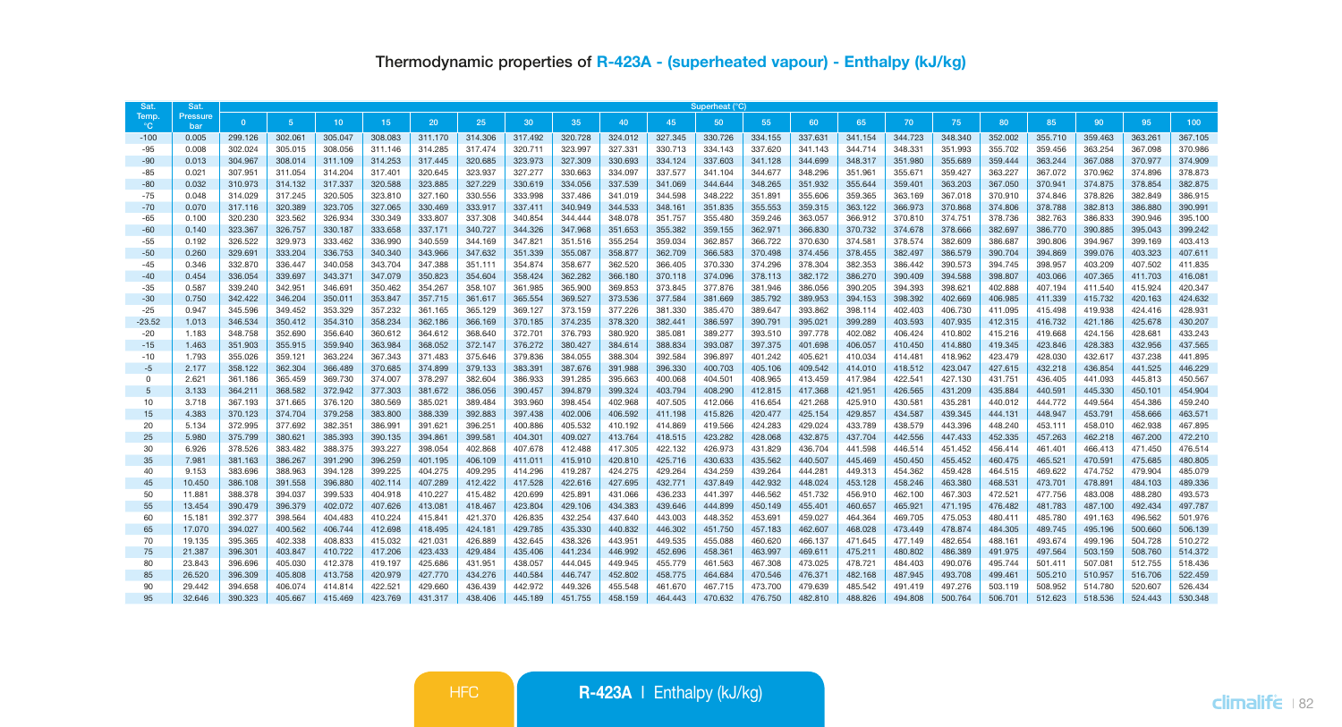# Thermodynamic properties of R-423A - (superheated vapour) - Enthalpy (kJ/kg)

| Sat. Temp. °C | Sat. Pressure bar | Superheated (°C) | | | | | | | | | | | | | | | | | | | | |
|---|---|---|---|---|---|---|---|---|---|---|---|---|---|---|---|---|---|---|---|---|---|---|
| | | 0 | 5 | 10 | 15 | 20 | 25 | 30 | 35 | 40 | 45 | 50 | 55 | 60 | 65 | 70 | 75 | 80 | 85 | 90 | 95 | 100 |
| -100 | 0.005 | 299.126 | 302.061 | 305.047 | 308.083 | 311.170 | 314.306 | 317.492 | 320.728 | 324.012 | 327.345 | 330.726 | 334.155 | 337.631 | 341.154 | 344.723 | 348.340 | 352.002 | 355.710 | 359.463 | 363.261 | 367.105 |
| -95 | 0.008 | 302.024 | 305.015 | 308.056 | 311.146 | 314.285 | 317.474 | 320.711 | 323.997 | 327.331 | 330.713 | 334.143 | 337.620 | 341.143 | 344.714 | 348.331 | 351.993 | 355.702 | 359.456 | 363.254 | 367.098 | 370.986 |
| -90 | 0.013 | 304.967 | 308.014 | 311.109 | 314.253 | 317.445 | 320.685 | 323.973 | 327.309 | 330.693 | 334.124 | 337.603 | 341.128 | 344.699 | 348.317 | 351.980 | 355.689 | 359.444 | 363.244 | 367.088 | 370.977 | 374.909 |
| -85 | 0.021 | 307.951 | 311.054 | 314.204 | 317.401 | 320.645 | 323.937 | 327.277 | 330.663 | 334.097 | 337.577 | 341.104 | 344.677 | 348.296 | 351.961 | 355.671 | 359.427 | 363.227 | 367.072 | 370.962 | 374.896 | 378.873 |
| -80 | 0.032 | 310.973 | 314.132 | 317.337 | 320.588 | 323.885 | 327.229 | 330.619 | 334.056 | 337.539 | 341.069 | 344.644 | 348.265 | 351.932 | 355.644 | 359.401 | 363.203 | 367.050 | 370.941 | 374.875 | 378.854 | 382.875 |
| -75 | 0.048 | 314.029 | 317.245 | 320.505 | 323.810 | 327.160 | 330.556 | 333.998 | 337.486 | 341.019 | 344.598 | 348.222 | 351.891 | 355.606 | 359.365 | 363.169 | 367.018 | 370.910 | 374.846 | 378.826 | 382.849 | 386.915 |
| -70 | 0.070 | 317.116 | 320.389 | 323.705 | 327.065 | 330.469 | 333.917 | 337.411 | 340.949 | 344.533 | 348.161 | 351.835 | 355.553 | 359.315 | 363.122 | 366.973 | 370.868 | 374.806 | 378.788 | 382.813 | 386.880 | 390.991 |
| -65 | 0.100 | 320.230 | 323.562 | 326.934 | 330.349 | 333.807 | 337.308 | 340.854 | 344.444 | 348.078 | 351.757 | 355.480 | 359.246 | 363.057 | 366.912 | 370.810 | 374.751 | 378.736 | 382.763 | 386.833 | 390.946 | 395.100 |
| -60 | 0.140 | 323.367 | 326.757 | 330.187 | 333.658 | 337.171 | 340.727 | 344.326 | 347.968 | 351.653 | 355.382 | 359.155 | 362.971 | 366.830 | 370.732 | 374.678 | 378.666 | 382.697 | 386.770 | 390.885 | 395.043 | 399.242 |
| -55 | 0.192 | 326.522 | 329.973 | 333.462 | 336.990 | 340.559 | 344.169 | 347.821 | 351.516 | 355.254 | 359.034 | 362.857 | 366.722 | 370.630 | 374.581 | 378.574 | 382.609 | 386.687 | 390.806 | 394.967 | 399.169 | 403.413 |
| -50 | 0.260 | 329.691 | 333.204 | 336.753 | 340.340 | 343.966 | 347.632 | 351.339 | 355.087 | 358.877 | 362.709 | 366.583 | 370.498 | 374.456 | 378.455 | 382.497 | 386.579 | 390.704 | 394.869 | 399.076 | 403.323 | 407.611 |
| -45 | 0.346 | 332.870 | 336.447 | 340.058 | 343.704 | 347.388 | 351.111 | 354.874 | 358.677 | 362.520 | 366.405 | 370.330 | 374.296 | 378.304 | 382.353 | 386.442 | 390.573 | 394.745 | 398.957 | 403.209 | 407.502 | 411.835 |
| -40 | 0.454 | 336.054 | 339.697 | 343.371 | 347.079 | 350.823 | 354.604 | 358.424 | 362.282 | 366.180 | 370.118 | 374.096 | 378.113 | 382.172 | 386.270 | 390.409 | 394.588 | 398.807 | 403.066 | 407.365 | 411.703 | 416.081 |
| -35 | 0.587 | 339.240 | 342.951 | 346.691 | 350.462 | 354.267 | 358.107 | 361.985 | 365.900 | 369.853 | 373.845 | 377.876 | 381.946 | 386.056 | 390.205 | 394.393 | 398.621 | 402.888 | 407.194 | 411.540 | 415.924 | 420.347 |
| -30 | 0.750 | 342.422 | 346.204 | 350.011 | 353.847 | 357.715 | 361.617 | 365.554 | 369.527 | 373.536 | 377.584 | 381.669 | 385.792 | 389.953 | 394.153 | 398.392 | 402.669 | 406.985 | 411.339 | 415.732 | 420.163 | 424.632 |
| -25 | 0.947 | 345.596 | 349.452 | 353.329 | 357.232 | 361.165 | 365.129 | 369.127 | 373.159 | 377.226 | 381.330 | 385.470 | 389.647 | 393.862 | 398.114 | 402.403 | 406.730 | 411.095 | 415.498 | 419.938 | 424.416 | 428.931 |
| -23.52 | 1.013 | 346.534 | 350.412 | 354.310 | 358.234 | 362.186 | 366.169 | 370.185 | 374.235 | 378.320 | 382.441 | 386.597 | 390.791 | 395.021 | 399.289 | 403.593 | 407.935 | 412.315 | 416.732 | 421.186 | 425.678 | 430.207 |
| -20 | 1.183 | 348.758 | 352.690 | 356.640 | 360.612 | 364.612 | 368.640 | 372.701 | 376.793 | 380.920 | 385.081 | 389.277 | 393.510 | 397.778 | 402.082 | 406.424 | 410.802 | 415.216 | 419.668 | 424.156 | 428.681 | 433.243 |
| -15 | 1.463 | 351.903 | 355.915 | 359.940 | 363.984 | 368.052 | 372.147 | 376.272 | 380.427 | 384.614 | 388.834 | 393.087 | 397.375 | 401.698 | 406.057 | 410.450 | 414.880 | 419.345 | 423.846 | 428.383 | 432.956 | 437.565 |
| -10 | 1.793 | 355.026 | 359.121 | 363.224 | 367.343 | 371.483 | 375.646 | 379.836 | 384.055 | 388.304 | 392.584 | 396.897 | 401.242 | 405.621 | 410.034 | 414.481 | 418.962 | 423.479 | 428.030 | 432.617 | 437.238 | 441.895 |
| -5 | 2.177 | 358.122 | 362.304 | 366.489 | 370.685 | 374.899 | 379.133 | 383.391 | 387.676 | 391.988 | 396.330 | 400.703 | 405.106 | 409.542 | 414.010 | 418.512 | 423.047 | 427.615 | 432.218 | 436.854 | 441.525 | 446.229 |
| 0 | 2.621 | 361.186 | 365.459 | 369.730 | 374.007 | 378.297 | 382.604 | 386.933 | 391.285 | 395.663 | 400.068 | 404.501 | 408.965 | 413.459 | 417.984 | 422.541 | 427.130 | 431.751 | 436.405 | 441.093 | 445.813 | 450.567 |
| 5 | 3.133 | 364.211 | 368.582 | 372.942 | 377.303 | 381.672 | 386.056 | 390.457 | 394.879 | 399.324 | 403.794 | 408.290 | 412.815 | 417.368 | 421.951 | 426.565 | 431.209 | 435.884 | 440.591 | 445.330 | 450.101 | 454.904 |
| 10 | 3.718 | 367.193 | 371.665 | 376.120 | 380.569 | 385.021 | 389.484 | 393.960 | 398.454 | 402.968 | 407.505 | 412.066 | 416.654 | 421.268 | 425.910 | 430.581 | 435.281 | 440.012 | 444.772 | 449.564 | 454.386 | 459.240 |
| 15 | 4.383 | 370.123 | 374.704 | 379.258 | 383.800 | 388.339 | 392.883 | 397.438 | 402.006 | 406.592 | 411.198 | 415.826 | 420.477 | 425.154 | 429.857 | 434.587 | 439.345 | 444.131 | 448.947 | 453.791 | 458.666 | 463.571 |
| 20 | 5.134 | 372.995 | 377.692 | 382.351 | 386.991 | 391.621 | 396.251 | 400.886 | 405.532 | 410.192 | 414.869 | 419.566 | 424.283 | 429.024 | 433.789 | 438.579 | 443.396 | 448.240 | 453.111 | 458.010 | 462.938 | 467.895 |
| 25 | 5.980 | 375.799 | 380.621 | 385.393 | 390.135 | 394.861 | 399.581 | 404.301 | 409.027 | 413.764 | 418.515 | 423.282 | 428.068 | 432.875 | 437.704 | 442.556 | 447.433 | 452.335 | 457.263 | 462.218 | 467.200 | 472.210 |
| 30 | 6.926 | 378.526 | 383.482 | 388.375 | 393.227 | 398.054 | 402.868 | 407.678 | 412.488 | 417.305 | 422.132 | 426.973 | 431.829 | 436.704 | 441.598 | 446.514 | 451.452 | 456.414 | 461.401 | 466.413 | 471.450 | 476.514 |
| 35 | 7.981 | 381.163 | 386.267 | 391.290 | 396.259 | 401.195 | 406.109 | 411.011 | 415.910 | 420.810 | 425.716 | 430.633 | 435.562 | 440.507 | 445.469 | 450.450 | 455.452 | 460.475 | 465.521 | 470.591 | 475.685 | 480.805 |
| 40 | 9.153 | 383.696 | 388.963 | 394.128 | 399.225 | 404.275 | 409.295 | 414.296 | 419.287 | 424.275 | 429.264 | 434.259 | 439.264 | 444.281 | 449.313 | 454.362 | 459.428 | 464.515 | 469.622 | 474.752 | 479.904 | 485.079 |
| 45 | 10.450 | 386.108 | 391.558 | 396.880 | 402.114 | 407.289 | 412.422 | 417.528 | 422.616 | 427.695 | 432.771 | 437.849 | 442.932 | 448.024 | 453.128 | 458.246 | 463.380 | 468.531 | 473.701 | 478.891 | 484.103 | 489.336 |
| 50 | 11.881 | 388.378 | 394.037 | 399.533 | 404.918 | 410.227 | 415.482 | 420.699 | 425.891 | 431.066 | 436.233 | 441.397 | 446.562 | 451.732 | 456.910 | 462.100 | 467.303 | 472.521 | 477.756 | 483.008 | 488.280 | 493.573 |
| 55 | 13.454 | 390.479 | 396.379 | 402.072 | 407.626 | 413.081 | 418.467 | 423.804 | 429.106 | 434.383 | 439.646 | 444.899 | 450.149 | 455.401 | 460.657 | 465.921 | 471.195 | 476.482 | 481.783 | 487.100 | 492.434 | 497.787 |
| 60 | 15.181 | 392.377 | 398.564 | 404.483 | 410.224 | 415.841 | 421.370 | 426.835 | 432.254 | 437.640 | 443.003 | 448.352 | 453.691 | 459.027 | 464.364 | 469.705 | 475.053 | 480.411 | 485.780 | 491.163 | 496.562 | 501.976 |
| 65 | 17.070 | 394.027 | 400.562 | 406.744 | 412.698 | 418.495 | 424.181 | 429.785 | 435.330 | 440.832 | 446.302 | 451.750 | 457.183 | 462.607 | 468.028 | 473.449 | 478.874 | 484.305 | 489.745 | 495.196 | 500.660 | 506.139 |
| 70 | 19.135 | 395.365 | 402.338 | 408.833 | 415.032 | 421.031 | 426.889 | 432.645 | 438.326 | 443.951 | 449.535 | 455.088 | 460.620 | 466.137 | 471.645 | 477.149 | 482.654 | 488.161 | 493.674 | 499.196 | 504.728 | 510.272 |
| 75 | 21.387 | 396.301 | 403.847 | 410.722 | 417.206 | 423.433 | 429.484 | 435.406 | 441.234 | 446.992 | 452.696 | 458.361 | 463.997 | 469.611 | 475.211 | 480.802 | 486.389 | 491.975 | 497.564 | 503.159 | 508.760 | 514.372 |
| 80 | 23.843 | 396.696 | 405.030 | 412.378 | 419.197 | 425.686 | 431.951 | 438.057 | 444.045 | 449.945 | 455.779 | 461.563 | 467.308 | 473.025 | 478.721 | 484.403 | 490.076 | 495.744 | 501.411 | 507.081 | 512.755 | 518.436 |
| 85 | 26.520 | 396.309 | 405.808 | 413.758 | 420.979 | 427.770 | 434.276 | 440.584 | 446.747 | 452.802 | 458.775 | 464.684 | 470.546 | 476.371 | 482.168 | 487.945 | 493.708 | 499.461 | 505.210 | 510.957 | 516.706 | 522.459 |
| 90 | 29.442 | 394.658 | 406.074 | 414.814 | 422.521 | 429.660 | 436.439 | 442.972 | 449.326 | 455.548 | 461.670 | 467.715 | 473.700 | 479.639 | 485.542 | 491.419 | 497.276 | 503.119 | 508.952 | 514.780 | 520.607 | 526.434 |
| 95 | 32.646 | 390.323 | 405.667 | 415.469 | 423.769 | 431.317 | 438.406 | 445.189 | 451.755 | 458.159 | 464.443 | 470.632 | 476.750 | 482.810 | 488.826 | 494.808 | 500.764 | 506.701 | 512.623 | 518.536 | 524.443 | 530.348 |

HFC

**R-423A** | Enthalpy (kJ/kg)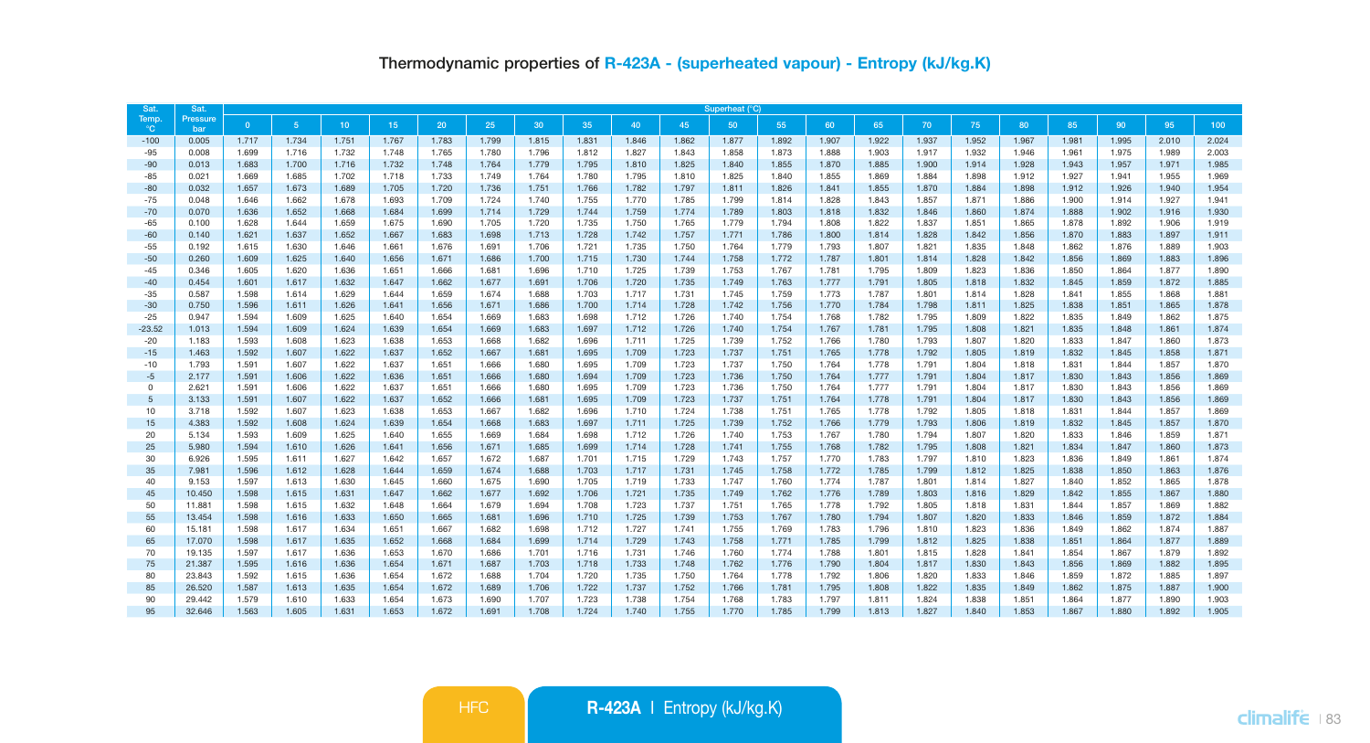## Thermodynamic properties of R-423A - (superheated vapour) - Entropy (kJ/kg.K)

| Sat. Temp. °C | Sat. Pressure bar | Superheat (°C) | | | | | | | | | | | | | | | | | | | | |
|---|---|---|---|---|---|---|---|---|---|---|---|---|---|---|---|---|---|---|---|---|---|---|
| | | 0 | 5 | 10 | 15 | 20 | 25 | 30 | 35 | 40 | 45 | 50 | 55 | 60 | 65 | 70 | 75 | 80 | 85 | 90 | 95 | 100 |
| -100 | 0.005 | 1.717 | 1.734 | 1.751 | 1.767 | 1.783 | 1.799 | 1.815 | 1.831 | 1.846 | 1.862 | 1.877 | 1.892 | 1.907 | 1.922 | 1.937 | 1.952 | 1.967 | 1.981 | 1.995 | 2.010 | 2.024 |
| -95 | 0.008 | 1.699 | 1.716 | 1.732 | 1.748 | 1.765 | 1.780 | 1.796 | 1.812 | 1.827 | 1.843 | 1.858 | 1.873 | 1.888 | 1.903 | 1.917 | 1.932 | 1.946 | 1.961 | 1.975 | 1.989 | 2.003 |
| -90 | 0.013 | 1.683 | 1.700 | 1.716 | 1.732 | 1.748 | 1.764 | 1.779 | 1.795 | 1.810 | 1.825 | 1.840 | 1.855 | 1.870 | 1.885 | 1.900 | 1.914 | 1.928 | 1.943 | 1.957 | 1.971 | 1.985 |
| -85 | 0.021 | 1.669 | 1.685 | 1.702 | 1.718 | 1.733 | 1.749 | 1.764 | 1.780 | 1.795 | 1.810 | 1.825 | 1.840 | 1.855 | 1.869 | 1.884 | 1.898 | 1.912 | 1.927 | 1.941 | 1.955 | 1.969 |
| -80 | 0.032 | 1.657 | 1.673 | 1.689 | 1.705 | 1.720 | 1.736 | 1.751 | 1.766 | 1.782 | 1.797 | 1.811 | 1.826 | 1.841 | 1.855 | 1.870 | 1.884 | 1.898 | 1.912 | 1.926 | 1.940 | 1.954 |
| -75 | 0.048 | 1.646 | 1.662 | 1.678 | 1.693 | 1.709 | 1.724 | 1.740 | 1.755 | 1.770 | 1.785 | 1.799 | 1.814 | 1.828 | 1.843 | 1.857 | 1.871 | 1.886 | 1.900 | 1.914 | 1.927 | 1.941 |
| -70 | 0.070 | 1.636 | 1.652 | 1.668 | 1.684 | 1.699 | 1.714 | 1.729 | 1.744 | 1.759 | 1.774 | 1.789 | 1.803 | 1.818 | 1.832 | 1.846 | 1.860 | 1.874 | 1.888 | 1.902 | 1.916 | 1.930 |
| -65 | 0.100 | 1.628 | 1.644 | 1.659 | 1.675 | 1.690 | 1.705 | 1.720 | 1.735 | 1.750 | 1.765 | 1.779 | 1.794 | 1.808 | 1.822 | 1.837 | 1.851 | 1.865 | 1.878 | 1.892 | 1.906 | 1.919 |
| -60 | 0.140 | 1.621 | 1.637 | 1.652 | 1.667 | 1.683 | 1.698 | 1.713 | 1.728 | 1.742 | 1.757 | 1.771 | 1.786 | 1.800 | 1.814 | 1.828 | 1.842 | 1.856 | 1.870 | 1.883 | 1.897 | 1.911 |
| -55 | 0.192 | 1.615 | 1.630 | 1.646 | 1.661 | 1.676 | 1.691 | 1.706 | 1.721 | 1.735 | 1.750 | 1.764 | 1.779 | 1.793 | 1.807 | 1.821 | 1.835 | 1.848 | 1.862 | 1.876 | 1.889 | 1.903 |
| -50 | 0.260 | 1.609 | 1.625 | 1.640 | 1.656 | 1.671 | 1.686 | 1.700 | 1.715 | 1.730 | 1.744 | 1.758 | 1.772 | 1.787 | 1.801 | 1.814 | 1.828 | 1.842 | 1.856 | 1.869 | 1.883 | 1.896 |
| -45 | 0.346 | 1.605 | 1.620 | 1.636 | 1.651 | 1.666 | 1.681 | 1.696 | 1.710 | 1.725 | 1.739 | 1.753 | 1.767 | 1.781 | 1.795 | 1.809 | 1.823 | 1.836 | 1.850 | 1.864 | 1.877 | 1.890 |
| -40 | 0.454 | 1.601 | 1.617 | 1.632 | 1.647 | 1.662 | 1.677 | 1.691 | 1.706 | 1.720 | 1.735 | 1.749 | 1.763 | 1.777 | 1.791 | 1.805 | 1.818 | 1.832 | 1.845 | 1.859 | 1.872 | 1.885 |
| -35 | 0.587 | 1.598 | 1.614 | 1.629 | 1.644 | 1.659 | 1.674 | 1.688 | 1.703 | 1.717 | 1.731 | 1.745 | 1.759 | 1.773 | 1.787 | 1.801 | 1.814 | 1.828 | 1.841 | 1.855 | 1.868 | 1.881 |
| -30 | 0.750 | 1.596 | 1.611 | 1.626 | 1.641 | 1.656 | 1.671 | 1.686 | 1.700 | 1.714 | 1.728 | 1.742 | 1.756 | 1.770 | 1.784 | 1.798 | 1.811 | 1.825 | 1.838 | 1.851 | 1.865 | 1.878 |
| -25 | 0.947 | 1.594 | 1.609 | 1.625 | 1.640 | 1.654 | 1.669 | 1.683 | 1.698 | 1.712 | 1.726 | 1.740 | 1.754 | 1.768 | 1.782 | 1.795 | 1.809 | 1.822 | 1.835 | 1.849 | 1.862 | 1.875 |
| -23.52 | 1.013 | 1.594 | 1.609 | 1.624 | 1.639 | 1.654 | 1.669 | 1.683 | 1.697 | 1.712 | 1.726 | 1.740 | 1.754 | 1.767 | 1.781 | 1.795 | 1.808 | 1.821 | 1.835 | 1.848 | 1.861 | 1.874 |
| -20 | 1.183 | 1.593 | 1.608 | 1.623 | 1.638 | 1.653 | 1.668 | 1.682 | 1.696 | 1.711 | 1.725 | 1.739 | 1.752 | 1.766 | 1.780 | 1.793 | 1.807 | 1.820 | 1.833 | 1.847 | 1.860 | 1.873 |
| -15 | 1.463 | 1.592 | 1.607 | 1.622 | 1.637 | 1.652 | 1.667 | 1.681 | 1.695 | 1.709 | 1.723 | 1.737 | 1.751 | 1.765 | 1.778 | 1.792 | 1.805 | 1.819 | 1.832 | 1.845 | 1.858 | 1.871 |
| -10 | 1.793 | 1.591 | 1.607 | 1.622 | 1.637 | 1.651 | 1.666 | 1.680 | 1.695 | 1.709 | 1.723 | 1.737 | 1.750 | 1.764 | 1.778 | 1.791 | 1.804 | 1.818 | 1.831 | 1.844 | 1.857 | 1.870 |
| -5 | 2.177 | 1.591 | 1.606 | 1.622 | 1.636 | 1.651 | 1.666 | 1.680 | 1.694 | 1.709 | 1.723 | 1.736 | 1.750 | 1.764 | 1.777 | 1.791 | 1.804 | 1.817 | 1.830 | 1.843 | 1.856 | 1.869 |
| 0 | 2.621 | 1.591 | 1.606 | 1.622 | 1.637 | 1.651 | 1.666 | 1.680 | 1.695 | 1.709 | 1.723 | 1.736 | 1.750 | 1.764 | 1.777 | 1.791 | 1.804 | 1.817 | 1.830 | 1.843 | 1.856 | 1.869 |
| 5 | 3.133 | 1.591 | 1.607 | 1.622 | 1.637 | 1.652 | 1.666 | 1.681 | 1.695 | 1.709 | 1.723 | 1.737 | 1.751 | 1.764 | 1.778 | 1.791 | 1.804 | 1.817 | 1.830 | 1.843 | 1.856 | 1.869 |
| 10 | 3.718 | 1.592 | 1.607 | 1.623 | 1.638 | 1.653 | 1.667 | 1.682 | 1.696 | 1.710 | 1.724 | 1.738 | 1.751 | 1.765 | 1.778 | 1.792 | 1.805 | 1.818 | 1.831 | 1.844 | 1.857 | 1.869 |
| 15 | 4.383 | 1.592 | 1.608 | 1.624 | 1.639 | 1.654 | 1.668 | 1.683 | 1.697 | 1.711 | 1.725 | 1.739 | 1.752 | 1.766 | 1.779 | 1.793 | 1.806 | 1.819 | 1.832 | 1.845 | 1.857 | 1.870 |
| 20 | 5.134 | 1.593 | 1.609 | 1.625 | 1.640 | 1.655 | 1.669 | 1.684 | 1.698 | 1.712 | 1.726 | 1.740 | 1.753 | 1.767 | 1.780 | 1.794 | 1.807 | 1.820 | 1.833 | 1.846 | 1.859 | 1.871 |
| 25 | 5.980 | 1.594 | 1.610 | 1.626 | 1.641 | 1.656 | 1.671 | 1.685 | 1.699 | 1.714 | 1.728 | 1.741 | 1.755 | 1.768 | 1.782 | 1.795 | 1.808 | 1.821 | 1.834 | 1.847 | 1.860 | 1.873 |
| 30 | 6.926 | 1.595 | 1.611 | 1.627 | 1.642 | 1.657 | 1.672 | 1.687 | 1.701 | 1.715 | 1.729 | 1.743 | 1.757 | 1.770 | 1.783 | 1.797 | 1.810 | 1.823 | 1.836 | 1.849 | 1.861 | 1.874 |
| 35 | 7.981 | 1.596 | 1.612 | 1.628 | 1.644 | 1.659 | 1.674 | 1.688 | 1.703 | 1.717 | 1.731 | 1.745 | 1.758 | 1.772 | 1.785 | 1.799 | 1.812 | 1.825 | 1.838 | 1.850 | 1.863 | 1.876 |
| 40 | 9.153 | 1.597 | 1.613 | 1.630 | 1.645 | 1.660 | 1.675 | 1.690 | 1.705 | 1.719 | 1.733 | 1.747 | 1.760 | 1.774 | 1.787 | 1.801 | 1.814 | 1.827 | 1.840 | 1.852 | 1.865 | 1.878 |
| 45 | 10.450 | 1.598 | 1.615 | 1.631 | 1.647 | 1.662 | 1.677 | 1.692 | 1.706 | 1.721 | 1.735 | 1.749 | 1.762 | 1.776 | 1.789 | 1.803 | 1.816 | 1.829 | 1.842 | 1.855 | 1.867 | 1.880 |
| 50 | 11.881 | 1.598 | 1.615 | 1.632 | 1.648 | 1.664 | 1.679 | 1.694 | 1.708 | 1.723 | 1.737 | 1.751 | 1.765 | 1.778 | 1.792 | 1.805 | 1.818 | 1.831 | 1.844 | 1.857 | 1.869 | 1.882 |
| 55 | 13.454 | 1.598 | 1.616 | 1.633 | 1.650 | 1.665 | 1.681 | 1.696 | 1.710 | 1.725 | 1.739 | 1.753 | 1.767 | 1.780 | 1.794 | 1.807 | 1.820 | 1.833 | 1.846 | 1.859 | 1.872 | 1.884 |
| 60 | 15.181 | 1.598 | 1.617 | 1.634 | 1.651 | 1.667 | 1.682 | 1.698 | 1.712 | 1.727 | 1.741 | 1.755 | 1.769 | 1.783 | 1.796 | 1.810 | 1.823 | 1.836 | 1.849 | 1.862 | 1.874 | 1.887 |
| 65 | 17.070 | 1.598 | 1.617 | 1.635 | 1.652 | 1.668 | 1.684 | 1.699 | 1.714 | 1.729 | 1.743 | 1.758 | 1.771 | 1.785 | 1.799 | 1.812 | 1.825 | 1.838 | 1.851 | 1.864 | 1.877 | 1.889 |
| 70 | 19.135 | 1.597 | 1.617 | 1.636 | 1.653 | 1.670 | 1.686 | 1.701 | 1.716 | 1.731 | 1.746 | 1.760 | 1.774 | 1.788 | 1.801 | 1.815 | 1.828 | 1.841 | 1.854 | 1.867 | 1.879 | 1.892 |
| 75 | 21.387 | 1.595 | 1.616 | 1.636 | 1.654 | 1.671 | 1.687 | 1.703 | 1.718 | 1.733 | 1.748 | 1.762 | 1.776 | 1.790 | 1.804 | 1.817 | 1.830 | 1.843 | 1.856 | 1.869 | 1.882 | 1.895 |
| 80 | 23.843 | 1.592 | 1.615 | 1.636 | 1.654 | 1.672 | 1.688 | 1.704 | 1.720 | 1.735 | 1.750 | 1.764 | 1.778 | 1.792 | 1.806 | 1.820 | 1.833 | 1.846 | 1.859 | 1.872 | 1.885 | 1.897 |
| 85 | 26.520 | 1.587 | 1.613 | 1.635 | 1.654 | 1.672 | 1.689 | 1.706 | 1.722 | 1.737 | 1.752 | 1.766 | 1.781 | 1.795 | 1.808 | 1.822 | 1.835 | 1.849 | 1.862 | 1.875 | 1.887 | 1.900 |
| 90 | 29.442 | 1.579 | 1.610 | 1.633 | 1.654 | 1.673 | 1.690 | 1.707 | 1.723 | 1.738 | 1.754 | 1.768 | 1.783 | 1.797 | 1.811 | 1.824 | 1.838 | 1.851 | 1.864 | 1.877 | 1.890 | 1.903 |
| 95 | 32.646 | 1.563 | 1.605 | 1.631 | 1.653 | 1.672 | 1.691 | 1.708 | 1.724 | 1.740 | 1.755 | 1.770 | 1.785 | 1.799 | 1.813 | 1.827 | 1.840 | 1.853 | 1.867 | 1.880 | 1.892 | 1.905 |

HFC

**R-423A** | Entropy (kJ/kg.K)